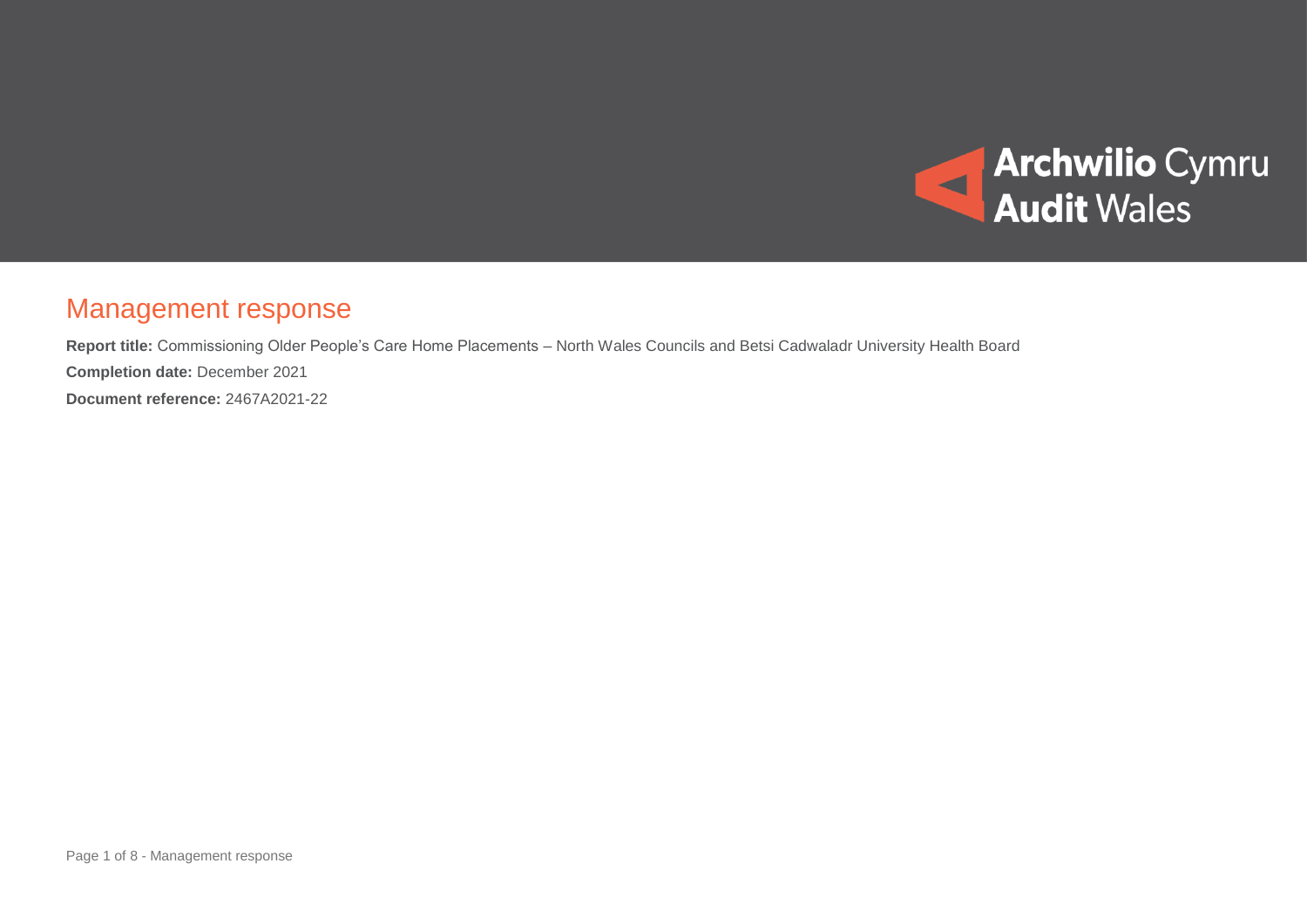Archwilio Cymru
Audit Wales

# Management response

**Report title:** Commissioning Older People's Care Home Placements – North Wales Councils and Betsi Cadwaladr University Health Board

**Completion date:** December 2021

**Document reference:** 2467A2021-22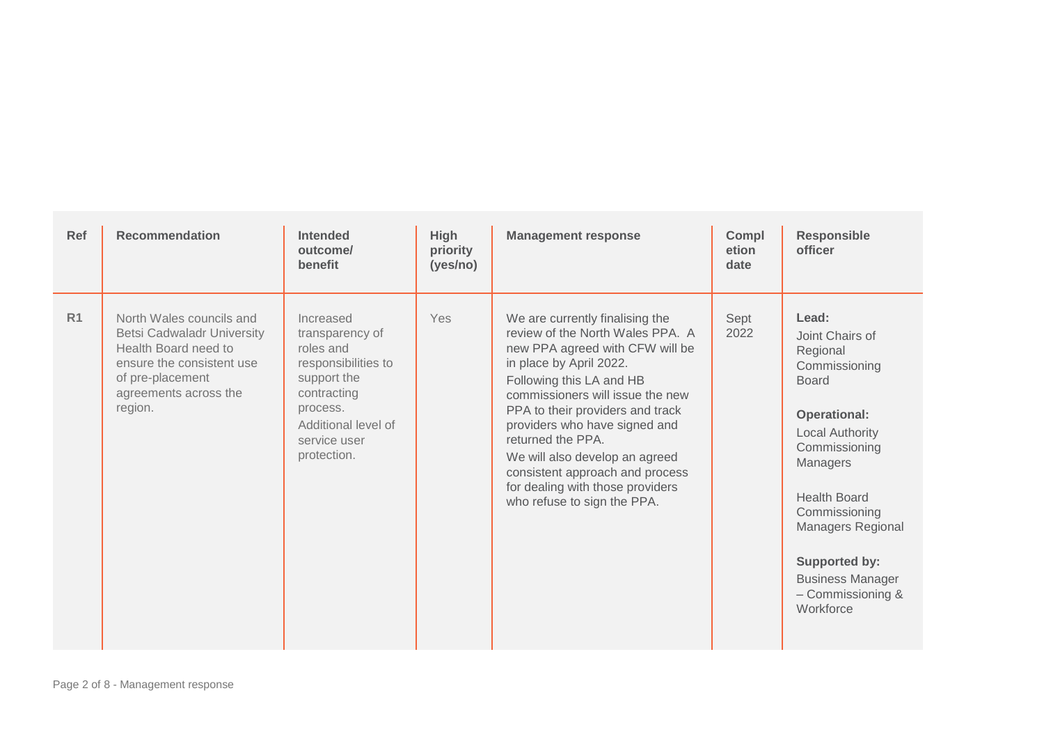| Ref | Recommendation | Intended outcome/ benefit | High priority (yes/no) | Management response | Completion date | Responsible officer |
|---|---|---|---|---|---|---|
| R1 | North Wales councils and Betsi Cadwaladr University Health Board need to ensure the consistent use of pre-placement agreements across the region. | Increased transparency of roles and responsibilities to support the contracting process.<br>Additional level of service user protection. | Yes | We are currently finalising the review of the North Wales PPA. A new PPA agreed with CFW will be in place by April 2022.<br>Following this LA and HB commissioners will issue the new PPA to their providers and track providers who have signed and returned the PPA.<br>We will also develop an agreed consistent approach and process for dealing with those providers who refuse to sign the PPA. | Sept 2022 | **Lead:**<br>Joint Chairs of Regional Commissioning Board<br><br>**Operational:**<br>Local Authority Commissioning Managers<br><br>Health Board Commissioning Managers Regional<br><br>**Supported by:**<br>Business Manager – Commissioning & Workforce |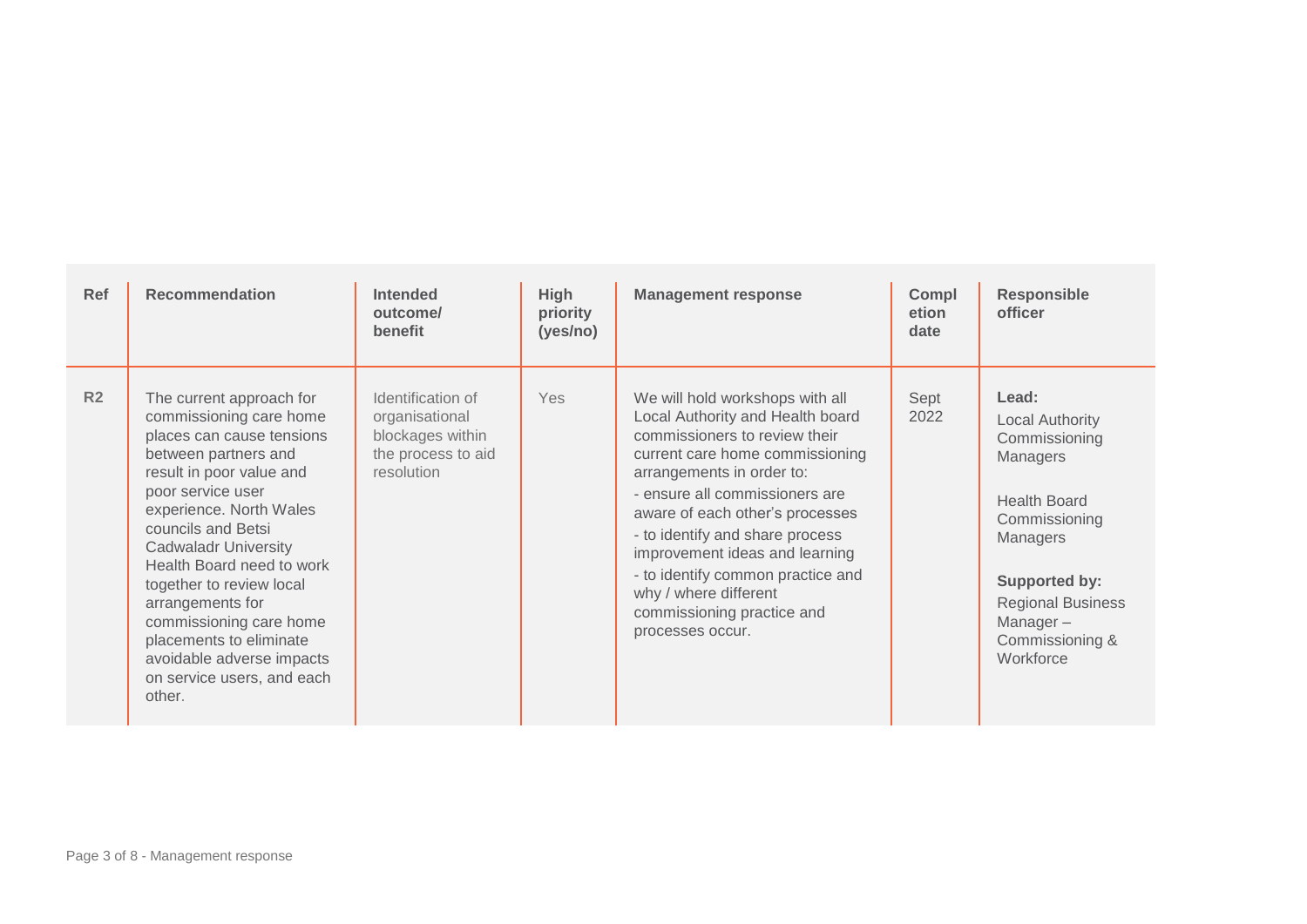| Ref | Recommendation | Intended outcome/ benefit | High priority (yes/no) | Management response | Completion date | Responsible officer |
|---|---|---|---|---|---|---|
| R2 | The current approach for commissioning care home places can cause tensions between partners and result in poor value and poor service user experience. North Wales councils and Betsi Cadwaladr University Health Board need to work together to review local arrangements for commissioning care home placements to eliminate avoidable adverse impacts on service users, and each other. | Identification of organisational blockages within the process to aid resolution | Yes | We will hold workshops with all Local Authority and Health board commissioners to review their current care home commissioning arrangements in order to:<br>- ensure all commissioners are aware of each other's processes<br>- to identify and share process improvement ideas and learning<br>- to identify common practice and why / where different commissioning practice and processes occur. | Sept 2022 | **Lead:**<br>Local Authority Commissioning Managers<br><br>Health Board Commissioning Managers<br><br>**Supported by:**<br>Regional Business Manager – Commissioning & Workforce |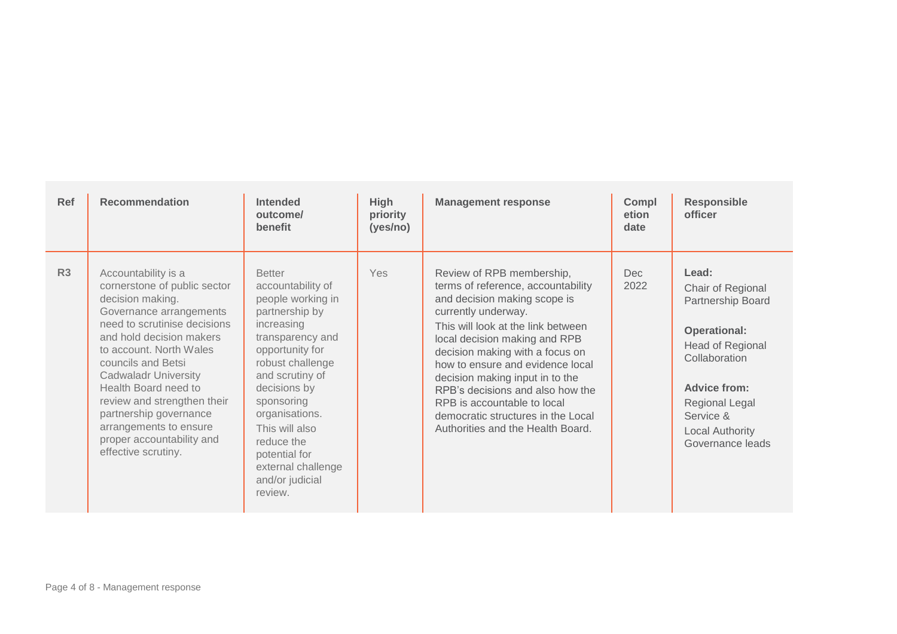| Ref | Recommendation | Intended outcome/ benefit | High priority (yes/no) | Management response | Completion date | Responsible officer |
|---|---|---|---|---|---|---|
| R3 | Accountability is a cornerstone of public sector decision making. Governance arrangements need to scrutinise decisions and hold decision makers to account. North Wales councils and Betsi Cadwaladr University Health Board need to review and strengthen their partnership governance arrangements to ensure proper accountability and effective scrutiny. | Better accountability of people working in partnership by increasing transparency and opportunity for robust challenge and scrutiny of decisions by sponsoring organisations. This will also reduce the potential for external challenge and/or judicial review. | Yes | Review of RPB membership, terms of reference, accountability and decision making scope is currently underway. This will look at the link between local decision making and RPB decision making with a focus on how to ensure and evidence local decision making input in to the RPB's decisions and also how the RPB is accountable to local democratic structures in the Local Authorities and the Health Board. | Dec 2022 | **Lead:** Chair of Regional Partnership Board **Operational:** Head of Regional Collaboration **Advice from:** Regional Legal Service & Local Authority Governance leads |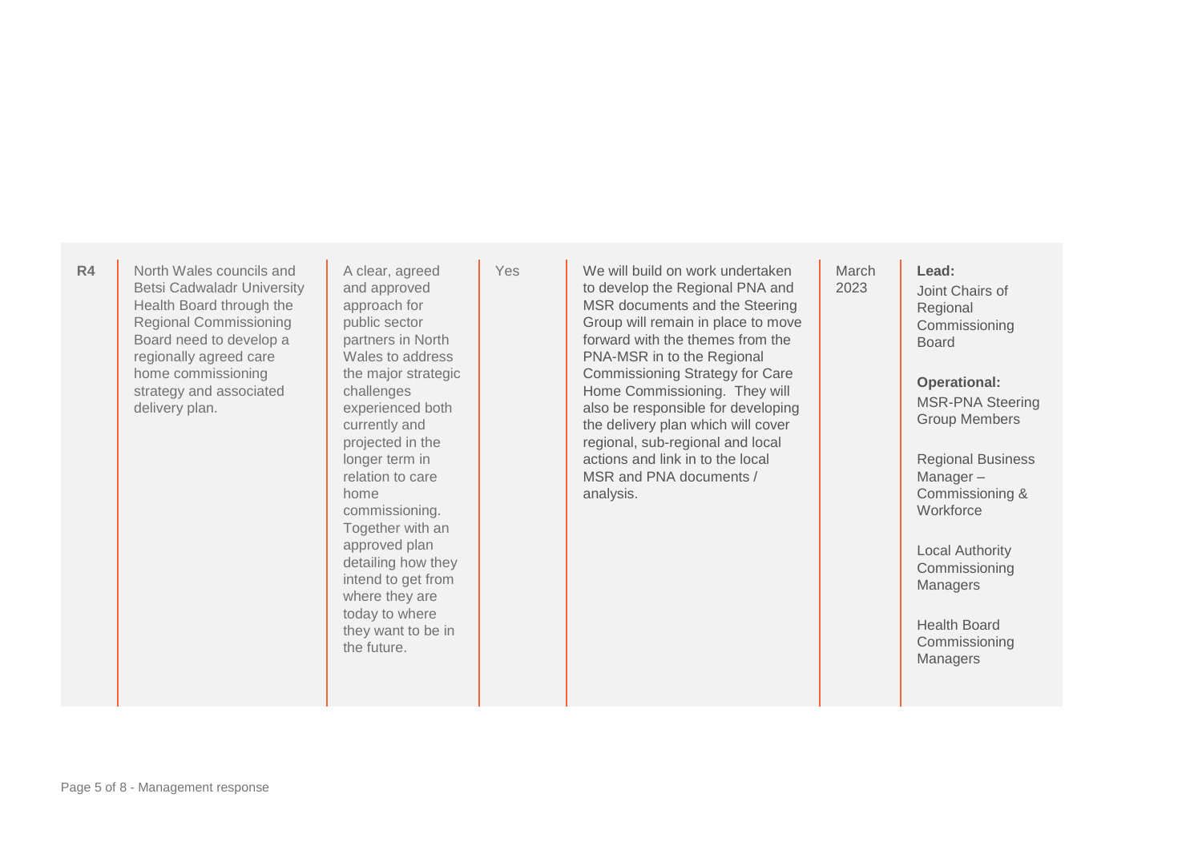| | | | | | | |
|---|---|---|---|---|---|---|
| **R4** | North Wales councils and Betsi Cadwaladr University Health Board through the Regional Commissioning Board need to develop a regionally agreed care home commissioning strategy and associated delivery plan. | A clear, agreed and approved approach for public sector partners in North Wales to address the major strategic challenges experienced both currently and projected in the longer term in relation to care home commissioning. Together with an approved plan detailing how they intend to get from where they are today to where they want to be in the future. | Yes | We will build on work undertaken to develop the Regional PNA and MSR documents and the Steering Group will remain in place to move forward with the themes from the PNA-MSR in to the Regional Commissioning Strategy for Care Home Commissioning. They will also be responsible for developing the delivery plan which will cover regional, sub-regional and local actions and link in to the local MSR and PNA documents / analysis. | March 2023 | **Lead:** Joint Chairs of Regional Commissioning Board<br><br>**Operational:** MSR-PNA Steering Group Members<br><br>Regional Business Manager – Commissioning & Workforce<br><br>Local Authority Commissioning Managers<br><br>Health Board Commissioning Managers |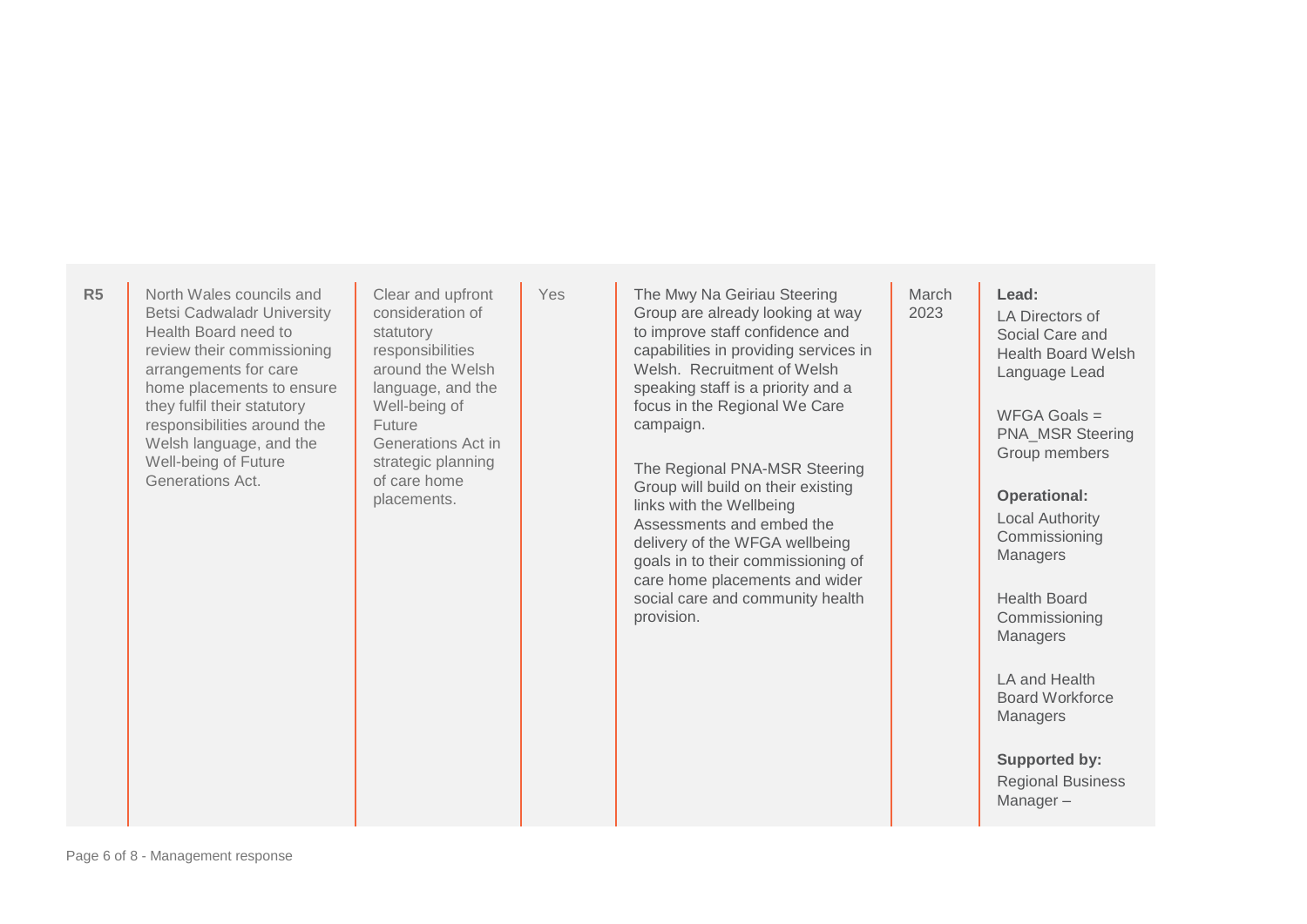| | | | | | | |
|---|---|---|---|---|---|---|
| **R5** | North Wales councils and Betsi Cadwaladr University Health Board need to review their commissioning arrangements for care home placements to ensure they fulfil their statutory responsibilities around the Welsh language, and the Well-being of Future Generations Act. | Clear and upfront consideration of statutory responsibilities around the Welsh language, and the Well-being of Future Generations Act in strategic planning of care home placements. | Yes | The Mwy Na Geiriau Steering Group are already looking at way to improve staff confidence and capabilities in providing services in Welsh. Recruitment of Welsh speaking staff is a priority and a focus in the Regional We Care campaign.<br><br>The Regional PNA-MSR Steering Group will build on their existing links with the Wellbeing Assessments and embed the delivery of the WFGA wellbeing goals in to their commissioning of care home placements and wider social care and community health provision. | March 2023 | **Lead:**<br>LA Directors of Social Care and Health Board Welsh Language Lead<br><br>WFGA Goals = PNA_MSR Steering Group members<br><br>**Operational:**<br>Local Authority Commissioning Managers<br><br>Health Board Commissioning Managers<br><br>LA and Health Board Workforce Managers<br><br>**Supported by:**<br>Regional Business Manager – |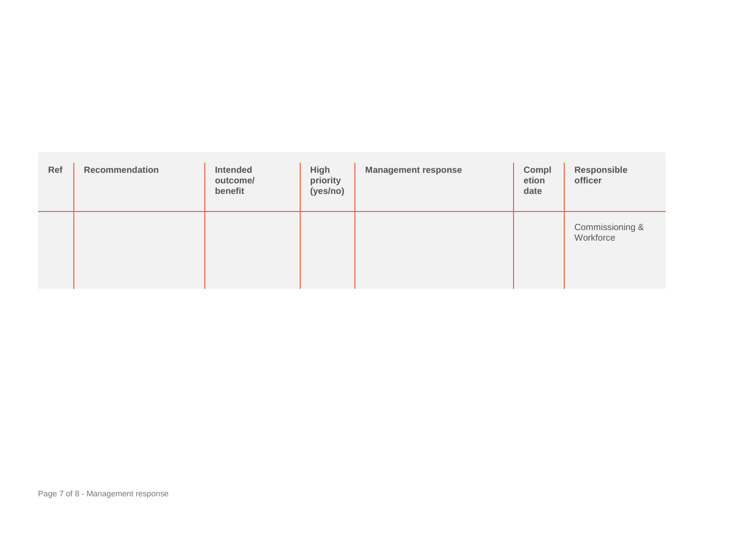| Ref | Recommendation | Intended outcome/ benefit | High priority (yes/no) | Management response | Completion date | Responsible officer |
|---|---|---|---|---|---|---|
| | | | | | | Commissioning & Workforce |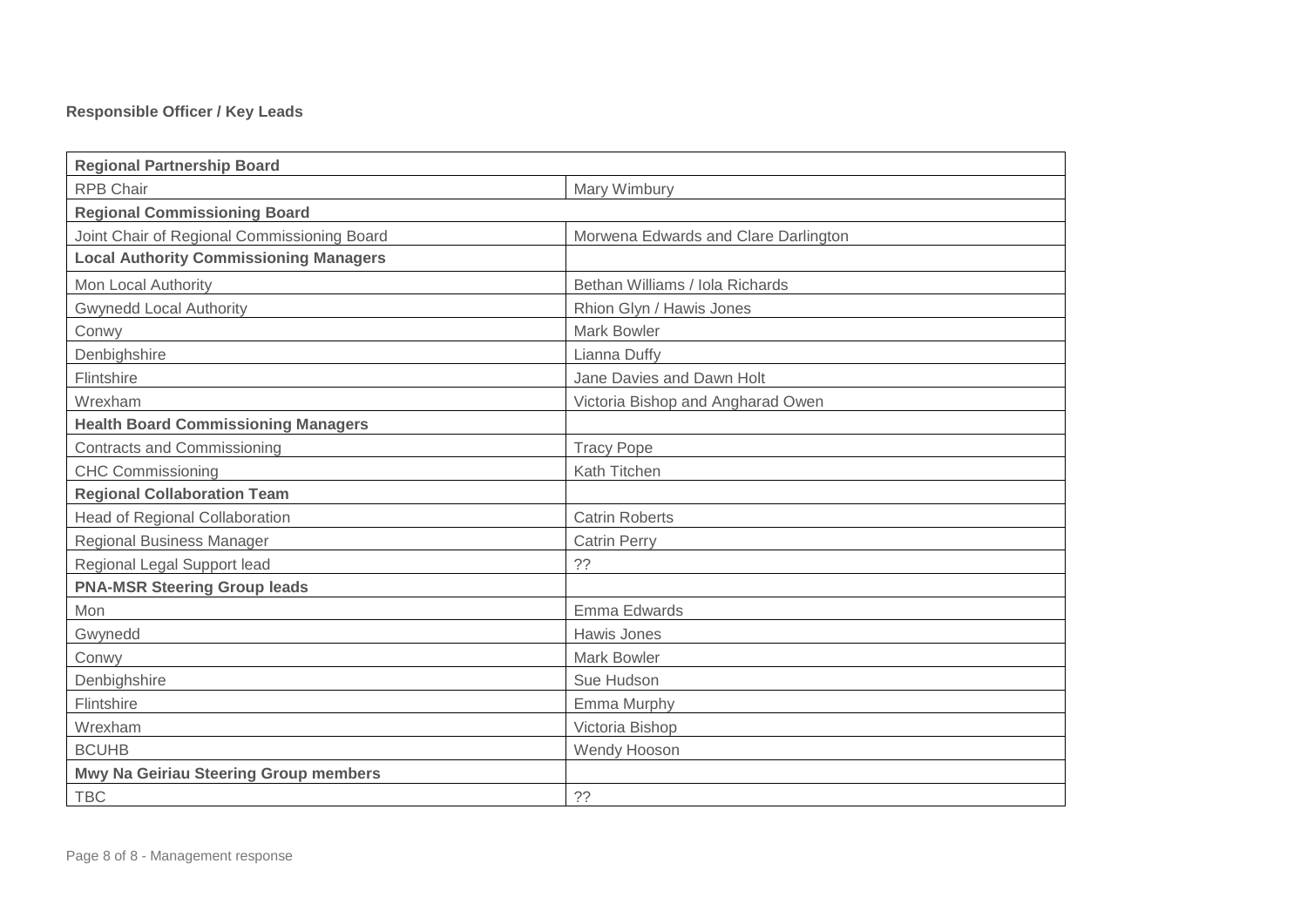**Responsible Officer / Key Leads**

| | |
|---|---|
| **Regional Partnership Board** | |
| RPB Chair | Mary Wimbury |
| **Regional Commissioning Board** | |
| Joint Chair of Regional Commissioning Board | Morwena Edwards and Clare Darlington |
| **Local Authority Commissioning Managers** | |
| Mon Local Authority | Bethan Williams / Iola Richards |
| Gwynedd Local Authority | Rhion Glyn / Hawis Jones |
| Conwy | Mark Bowler |
| Denbighshire | Lianna Duffy |
| Flintshire | Jane Davies and Dawn Holt |
| Wrexham | Victoria Bishop and Angharad Owen |
| **Health Board Commissioning Managers** | |
| Contracts and Commissioning | Tracy Pope |
| CHC Commissioning | Kath Titchen |
| **Regional Collaboration Team** | |
| Head of Regional Collaboration | Catrin Roberts |
| Regional Business Manager | Catrin Perry |
| Regional Legal Support lead | ?? |
| **PNA-MSR Steering Group leads** | |
| Mon | Emma Edwards |
| Gwynedd | Hawis Jones |
| Conwy | Mark Bowler |
| Denbighshire | Sue Hudson |
| Flintshire | Emma Murphy |
| Wrexham | Victoria Bishop |
| BCUHB | Wendy Hooson |
| **Mwy Na Geiriau Steering Group members** | |
| TBC | ?? |